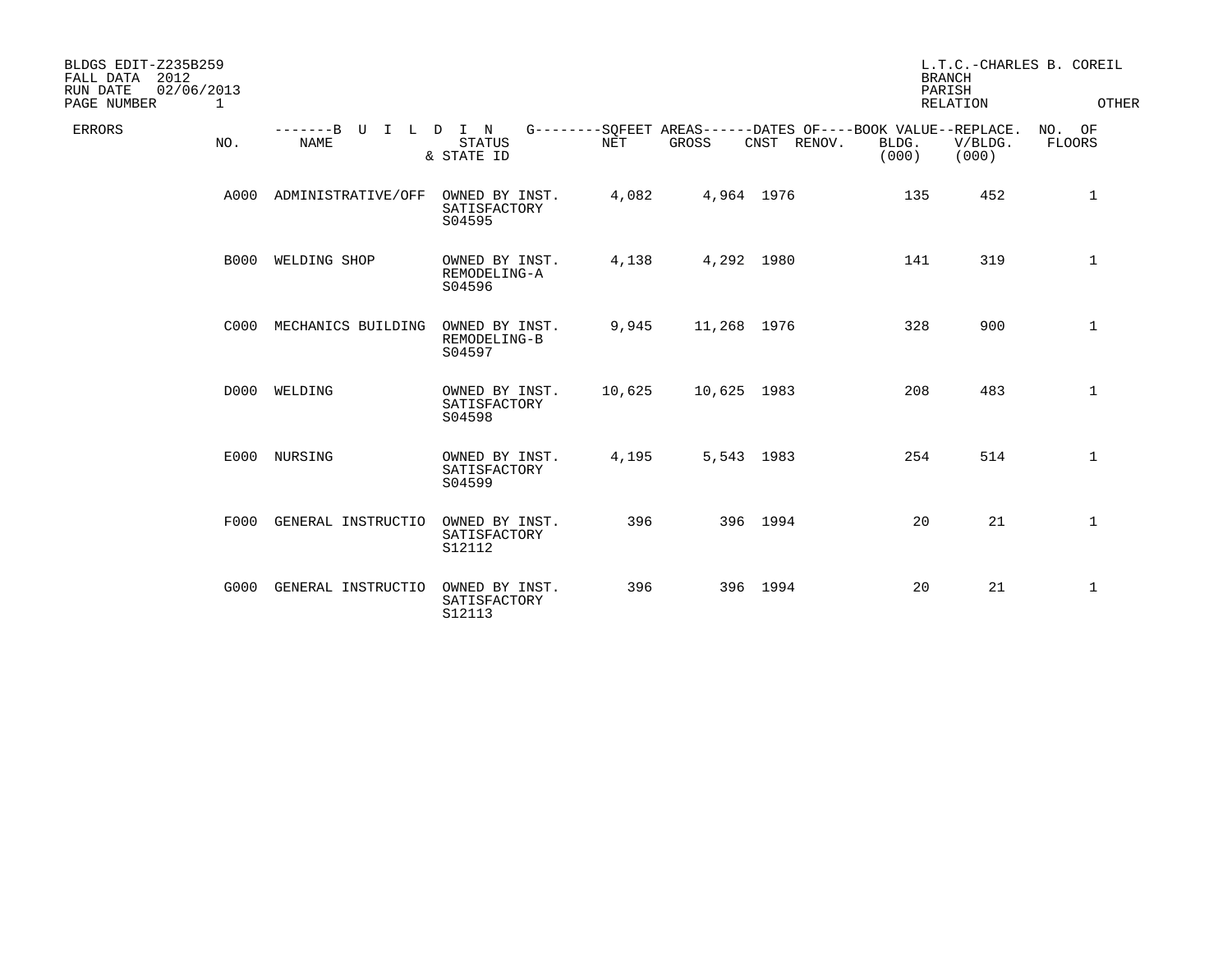BLDGS EDIT-Z235B259
FALL DATA 2012
RUN DATE 02/06/2013
PAGE NUMBER 1

L.T.C.-CHARLES B. COREIL
BRANCH
PARISH
RELATION OTHER

| ERRORS | NO. | BUILDING NAME | STATUS & STATE ID | SQFEET AREAS NET | SQFEET AREAS GROSS | DATES OF CNST | DATES OF RENOV. | BOOK VALUE BLDG. (000) | REPLACE. V/BLDG. (000) | NO. OF FLOORS |
|---|---|---|---|---|---|---|---|---|---|---|
| | A000 | ADMINISTRATIVE/OFF | OWNED BY INST. SATISFACTORY S04595 | 4,082 | 4,964 | 1976 | | 135 | 452 | 1 |
| | B000 | WELDING SHOP | OWNED BY INST. REMODELING-A S04596 | 4,138 | 4,292 | 1980 | | 141 | 319 | 1 |
| | C000 | MECHANICS BUILDING | OWNED BY INST. REMODELING-B S04597 | 9,945 | 11,268 | 1976 | | 328 | 900 | 1 |
| | D000 | WELDING | OWNED BY INST. SATISFACTORY S04598 | 10,625 | 10,625 | 1983 | | 208 | 483 | 1 |
| | E000 | NURSING | OWNED BY INST. SATISFACTORY S04599 | 4,195 | 5,543 | 1983 | | 254 | 514 | 1 |
| | F000 | GENERAL INSTRUCTIO | OWNED BY INST. SATISFACTORY S12112 | 396 | 396 | 1994 | | 20 | 21 | 1 |
| | G000 | GENERAL INSTRUCTIO | OWNED BY INST. SATISFACTORY S12113 | 396 | 396 | 1994 | | 20 | 21 | 1 |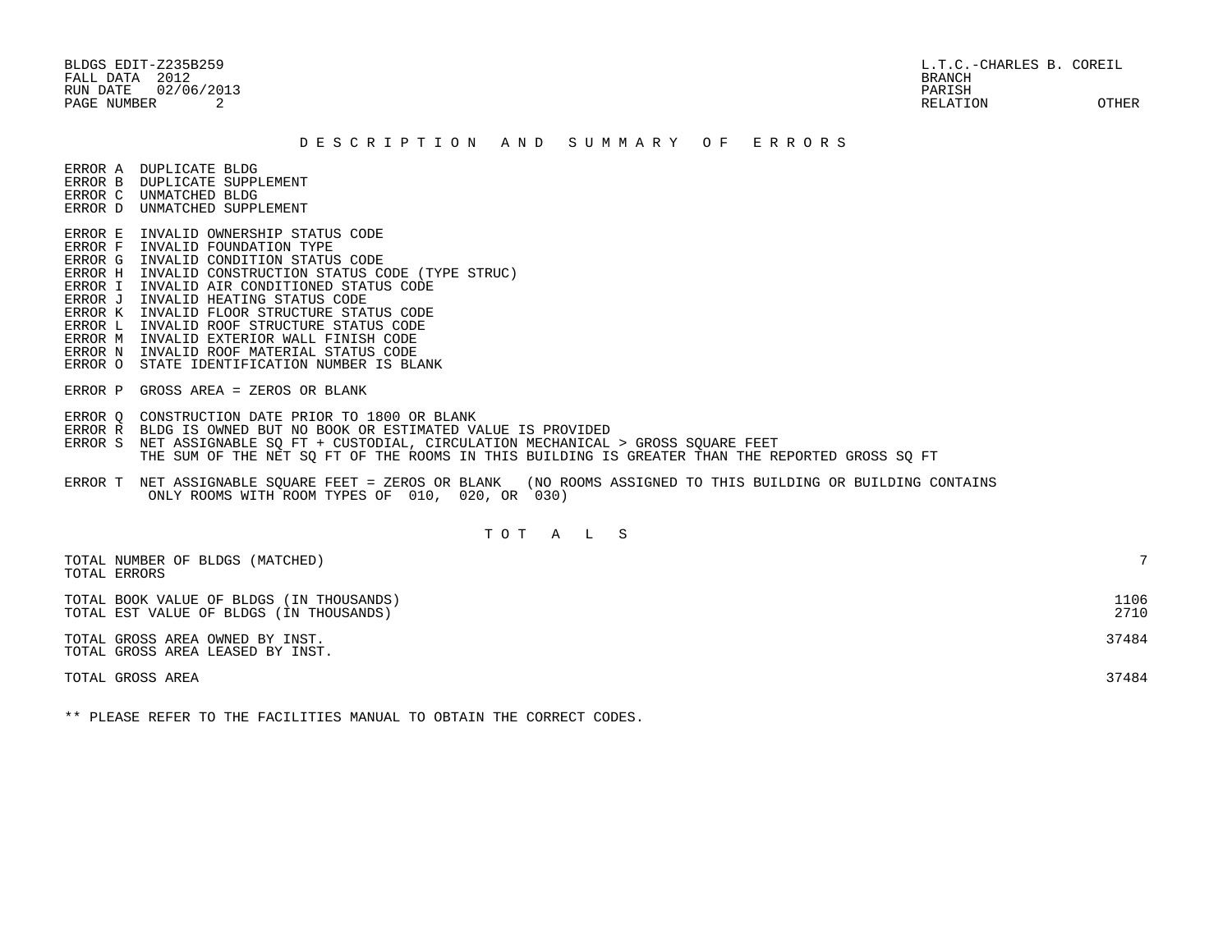BLDGS EDIT-Z235B259
FALL DATA 2012
RUN DATE 02/06/2013
PAGE NUMBER 2

L.T.C.-CHARLES B. COREIL
BRANCH
PARISH
RELATION OTHER

## D E S C R I P T I O N   A N D   S U M M A R Y   O F   E R R O R S

ERROR A DUPLICATE BLDG
ERROR B DUPLICATE SUPPLEMENT
ERROR C UNMATCHED BLDG
ERROR D UNMATCHED SUPPLEMENT

ERROR E INVALID OWNERSHIP STATUS CODE
ERROR F INVALID FOUNDATION TYPE
ERROR G INVALID CONDITION STATUS CODE
ERROR H INVALID CONSTRUCTION STATUS CODE (TYPE STRUC)
ERROR I INVALID AIR CONDITIONED STATUS CODE
ERROR J INVALID HEATING STATUS CODE
ERROR K INVALID FLOOR STRUCTURE STATUS CODE
ERROR L INVALID ROOF STRUCTURE STATUS CODE
ERROR M INVALID EXTERIOR WALL FINISH CODE
ERROR N INVALID ROOF MATERIAL STATUS CODE
ERROR O STATE IDENTIFICATION NUMBER IS BLANK

ERROR P GROSS AREA = ZEROS OR BLANK

ERROR Q CONSTRUCTION DATE PRIOR TO 1800 OR BLANK
ERROR R BLDG IS OWNED BUT NO BOOK OR ESTIMATED VALUE IS PROVIDED
ERROR S NET ASSIGNABLE SQ FT + CUSTODIAL, CIRCULATION MECHANICAL > GROSS SQUARE FEET
THE SUM OF THE NET SQ FT OF THE ROOMS IN THIS BUILDING IS GREATER THAN THE REPORTED GROSS SQ FT

ERROR T NET ASSIGNABLE SQUARE FEET = ZEROS OR BLANK (NO ROOMS ASSIGNED TO THIS BUILDING OR BUILDING CONTAINS ONLY ROOMS WITH ROOM TYPES OF 010, 020, OR 030)

## T O T A L S

| | |
|---|---|
| TOTAL NUMBER OF BLDGS (MATCHED) | 7 |
| TOTAL ERRORS | |
| TOTAL BOOK VALUE OF BLDGS (IN THOUSANDS) | 1106 |
| TOTAL EST VALUE OF BLDGS (IN THOUSANDS) | 2710 |
| TOTAL GROSS AREA OWNED BY INST. | 37484 |
| TOTAL GROSS AREA LEASED BY INST. | |
| TOTAL GROSS AREA | 37484 |

** PLEASE REFER TO THE FACILITIES MANUAL TO OBTAIN THE CORRECT CODES.